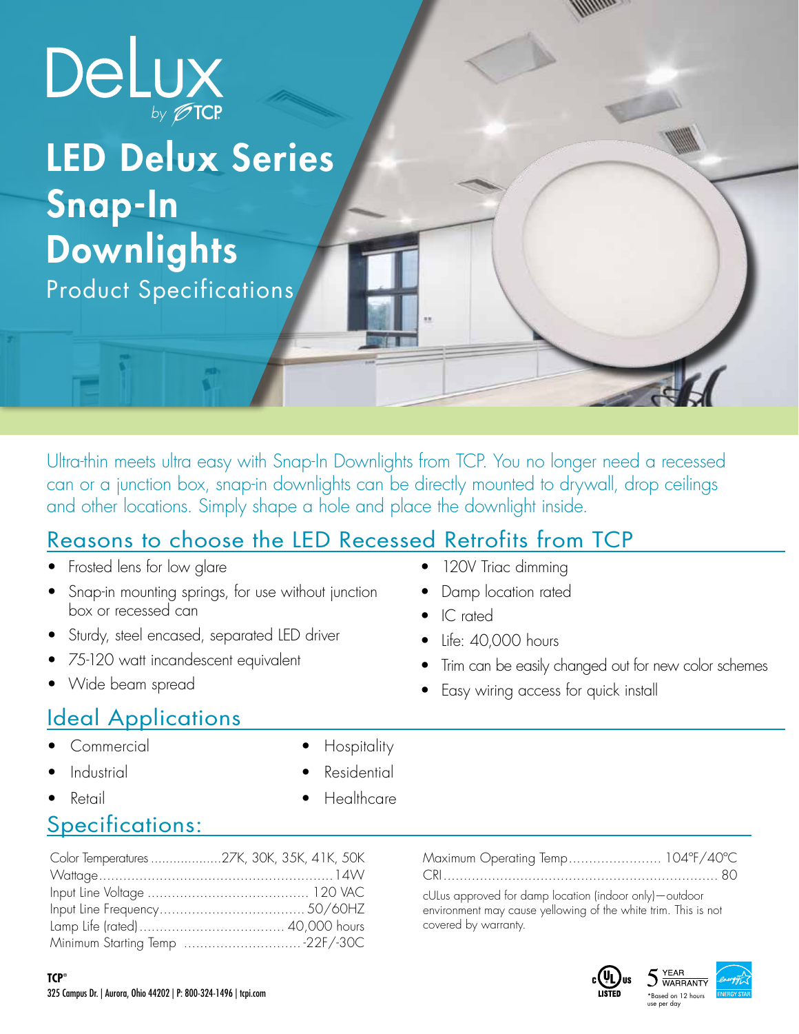# DeLux

by TCP

# LED Delux Series Snap-In Downlights

Product Specifications

Ultra-thin meets ultra easy with Snap-In Downlights from TCP. You no longer need a recessed can or a junction box, snap-in downlights can be directly mounted to drywall, drop ceilings and other locations. Simply shape a hole and place the downlight inside.

## Reasons to choose the LED Recessed Retrofits from TCP

- Frosted lens for low glare
- Snap-in mounting springs, for use without junction box or recessed can
- Sturdy, steel encased, separated LED driver
- 75-120 watt incandescent equivalent
- Wide beam spread
- 120V Triac dimming
- Damp location rated
- IC rated
- Life: 40,000 hours
- Trim can be easily changed out for new color schemes
- Easy wiring access for quick install

## Ideal Applications

- Commercial
- Industrial
- Retail
- Hospitality
- Residential
- Healthcare

## Specifications:

| Specification | Value |
|---|---|
| Color Temperatures | 27K, 30K, 35K, 41K, 50K |
| Wattage | 14W |
| Input Line Voltage | 120 VAC |
| Input Line Frequency | 50/60HZ |
| Lamp Life (rated) | 40,000 hours |
| Minimum Starting Temp | -22F/-30C |
| Maximum Operating Temp | 104°F/40°C |
| CRI | 80 |

cULus approved for damp location (indoor only)—outdoor environment may cause yellowing of the white trim. This is not covered by warranty.

c UL us LISTED

5 YEAR WARRANTY

*Based on 12 hours use per day

ENERGY STAR

**TCP®**
325 Campus Dr. | Aurora, Ohio 44202 | P: 800-324-1496 | tcpi.com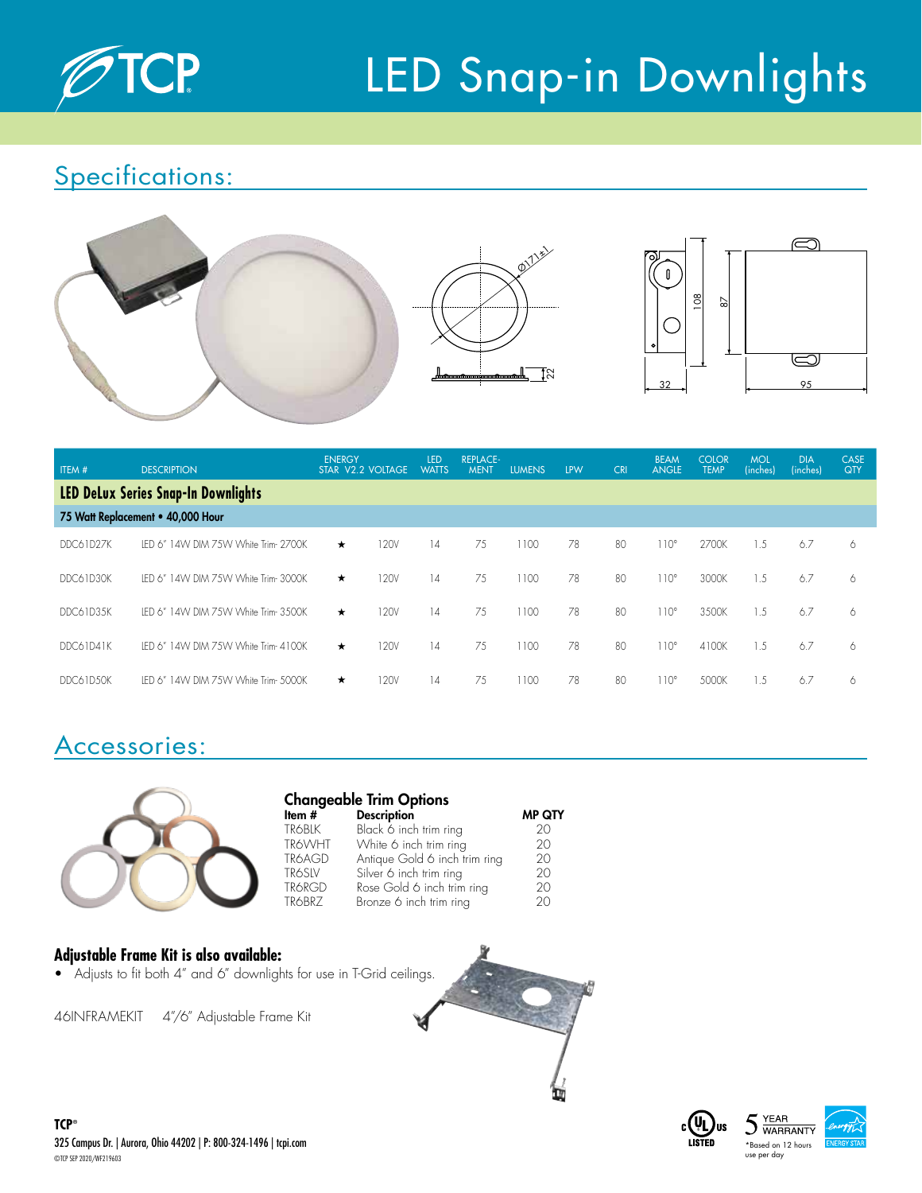# LED Snap-in Downlights

## Specifications:

Ø171±1

22

108

87

32

95

| ITEM # | DESCRIPTION | ENERGY STAR V2.2 | VOLTAGE | LED WATTS | REPLACE-MENT | LUMENS | LPW | CRI | BEAM ANGLE | COLOR TEMP | MOL (inches) | DIA (inches) | CASE QTY |
|---|---|---|---|---|---|---|---|---|---|---|---|---|---|
| **LED DeLux Series Snap-In Downlights** | | | | | | | | | | | | | |
| **75 Watt Replacement • 40,000 Hour** | | | | | | | | | | | | | |
| DDC61D27K | LED 6" 14W DIM 75W White Trim- 2700K | ★ | 120V | 14 | 75 | 1100 | 78 | 80 | 110° | 2700K | 1.5 | 6.7 | 6 |
| DDC61D30K | LED 6" 14W DIM 75W White Trim- 3000K | ★ | 120V | 14 | 75 | 1100 | 78 | 80 | 110° | 3000K | 1.5 | 6.7 | 6 |
| DDC61D35K | LED 6" 14W DIM 75W White Trim- 3500K | ★ | 120V | 14 | 75 | 1100 | 78 | 80 | 110° | 3500K | 1.5 | 6.7 | 6 |
| DDC61D41K | LED 6" 14W DIM 75W White Trim- 4100K | ★ | 120V | 14 | 75 | 1100 | 78 | 80 | 110° | 4100K | 1.5 | 6.7 | 6 |
| DDC61D50K | LED 6" 14W DIM 75W White Trim- 5000K | ★ | 120V | 14 | 75 | 1100 | 78 | 80 | 110° | 5000K | 1.5 | 6.7 | 6 |

## Accessories:

### Changeable Trim Options

| Item # | Description | MP QTY |
|---|---|---|
| TR6BLK | Black 6 inch trim ring | 20 |
| TR6WHT | White 6 inch trim ring | 20 |
| TR6AGD | Antique Gold 6 inch trim ring | 20 |
| TR6SLV | Silver 6 inch trim ring | 20 |
| TR6RGD | Rose Gold 6 inch trim ring | 20 |
| TR6BRZ | Bronze 6 inch trim ring | 20 |

**Adjustable Frame Kit is also available:**

- Adjusts to fit both 4" and 6" downlights for use in T-Grid ceilings.

46INFRAMEKIT 4"/6" Adjustable Frame Kit

**TCP®**
325 Campus Dr. | Aurora, Ohio 44202 | P: 800-324-1496 | tcpi.com
©TCP SEP 2020/WF219603

c UL us LISTED

5 YEAR WARRANTY
*Based on 12 hours use per day

ENERGY STAR